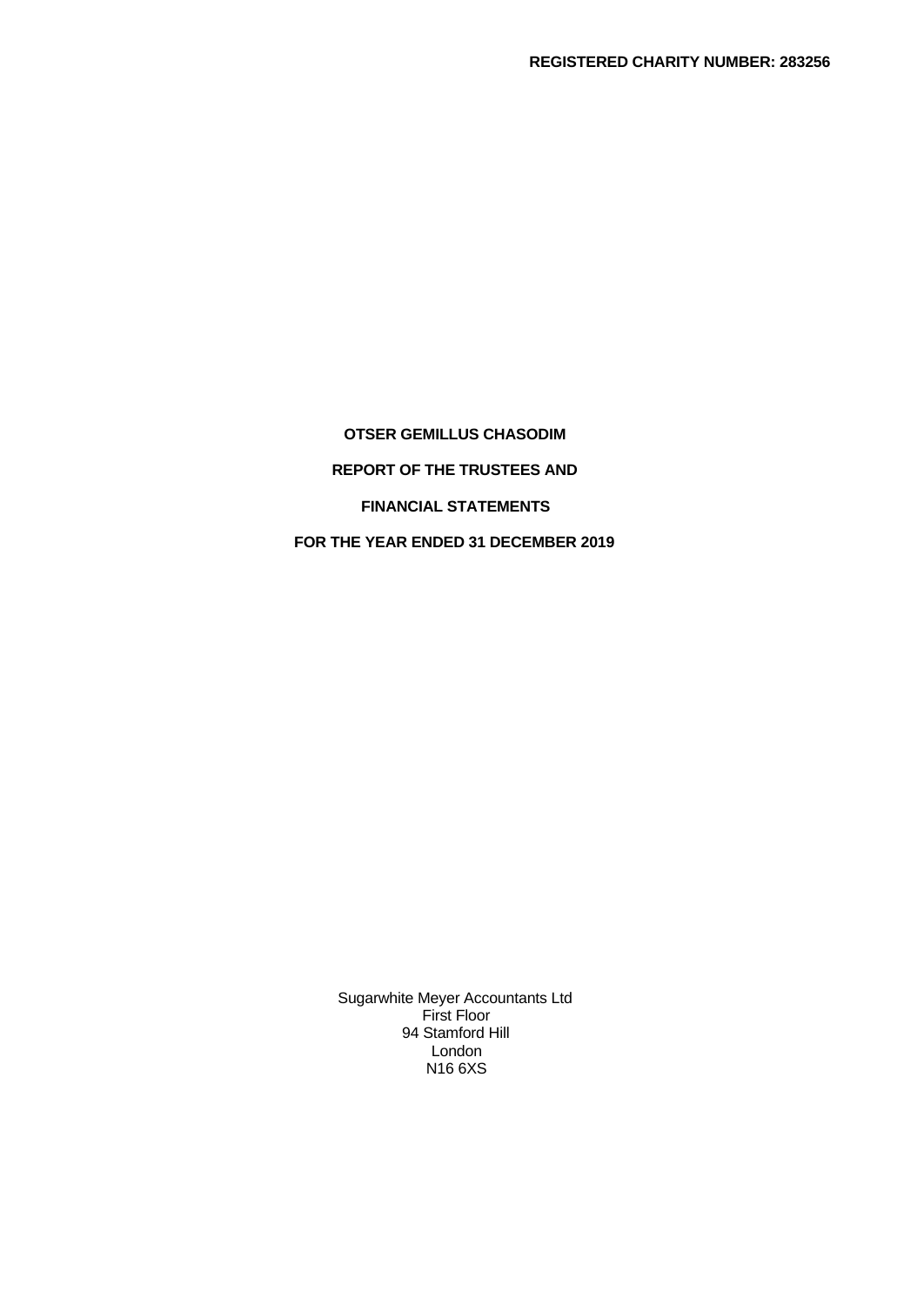**REGISTERED CHARITY NUMBER: 283256**

# OTSER GEMILLUS CHASODIM

**REPORT OF THE TRUSTEES AND**

**FINANCIAL STATEMENTS**

**FOR THE YEAR ENDED 31 DECEMBER 2019**

Sugarwhite Meyer Accountants Ltd
First Floor
94 Stamford Hill
London
N16 6XS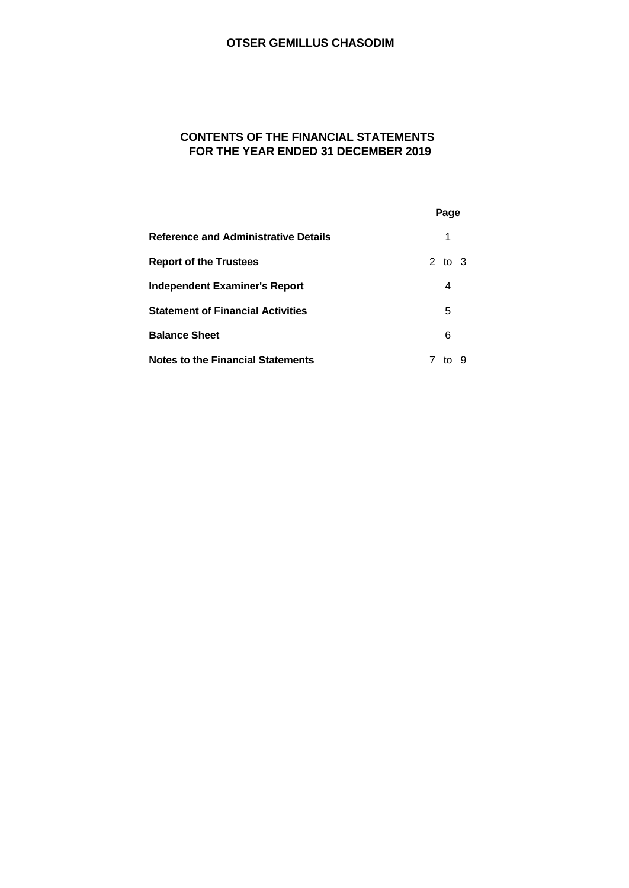# OTSER GEMILLUS CHASODIM

## CONTENTS OF THE FINANCIAL STATEMENTS FOR THE YEAR ENDED 31 DECEMBER 2019

| | Page |
|---|---|
| **Reference and Administrative Details** | 1 |
| **Report of the Trustees** | 2 to 3 |
| **Independent Examiner's Report** | 4 |
| **Statement of Financial Activities** | 5 |
| **Balance Sheet** | 6 |
| **Notes to the Financial Statements** | 7 to 9 |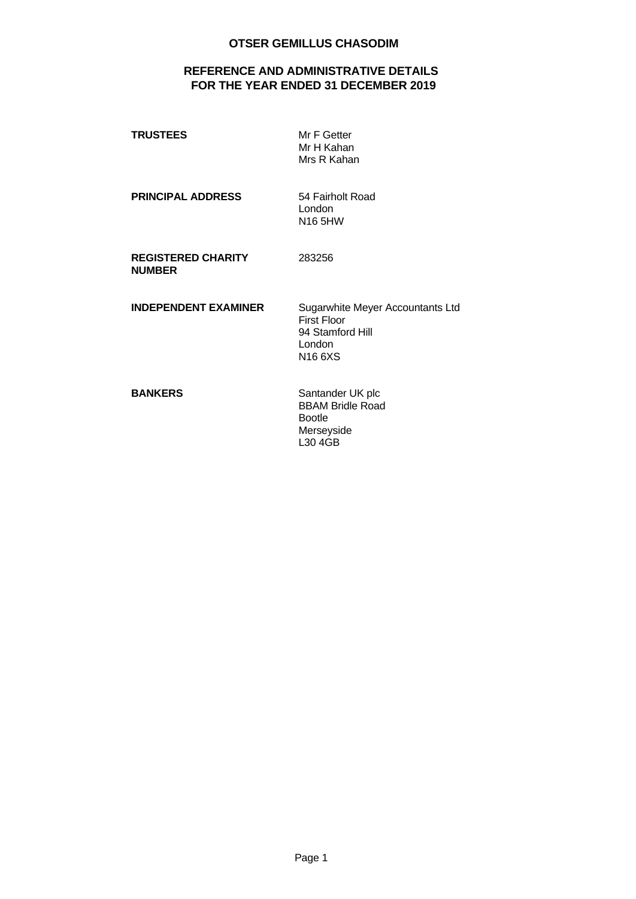# OTSER GEMILLUS CHASODIM

## REFERENCE AND ADMINISTRATIVE DETAILS FOR THE YEAR ENDED 31 DECEMBER 2019

| | |
|---|---|
| **TRUSTEES** | Mr F Getter<br>Mr H Kahan<br>Mrs R Kahan |
| **PRINCIPAL ADDRESS** | 54 Fairholt Road<br>London<br>N16 5HW |
| **REGISTERED CHARITY NUMBER** | 283256 |
| **INDEPENDENT EXAMINER** | Sugarwhite Meyer Accountants Ltd<br>First Floor<br>94 Stamford Hill<br>London<br>N16 6XS |
| **BANKERS** | Santander UK plc<br>BBAM Bridle Road<br>Bootle<br>Merseyside<br>L30 4GB |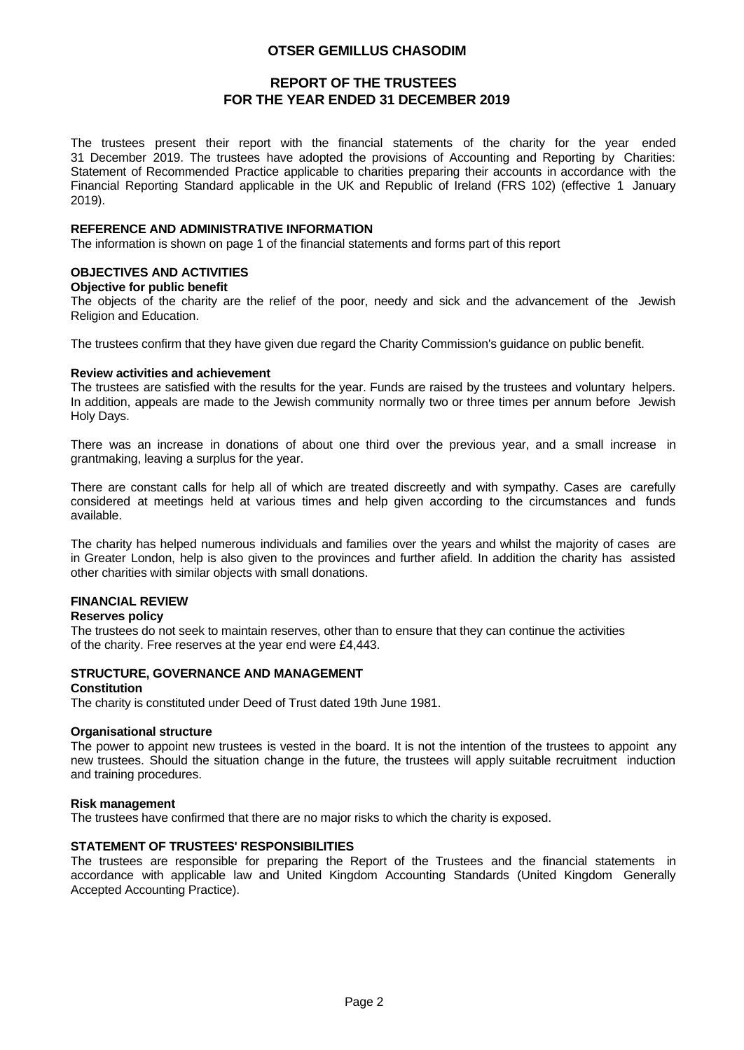# OTSER GEMILLUS CHASODIM

## REPORT OF THE TRUSTEES FOR THE YEAR ENDED 31 DECEMBER 2019

The trustees present their report with the financial statements of the charity for the year ended 31 December 2019. The trustees have adopted the provisions of Accounting and Reporting by Charities: Statement of Recommended Practice applicable to charities preparing their accounts in accordance with the Financial Reporting Standard applicable in the UK and Republic of Ireland (FRS 102) (effective 1 January 2019).

### REFERENCE AND ADMINISTRATIVE INFORMATION

The information is shown on page 1 of the financial statements and forms part of this report

### OBJECTIVES AND ACTIVITIES

**Objective for public benefit**

The objects of the charity are the relief of the poor, needy and sick and the advancement of the Jewish Religion and Education.

The trustees confirm that they have given due regard the Charity Commission's guidance on public benefit.

**Review activities and achievement**

The trustees are satisfied with the results for the year. Funds are raised by the trustees and voluntary helpers. In addition, appeals are made to the Jewish community normally two or three times per annum before Jewish Holy Days.

There was an increase in donations of about one third over the previous year, and a small increase in grantmaking, leaving a surplus for the year.

There are constant calls for help all of which are treated discreetly and with sympathy. Cases are carefully considered at meetings held at various times and help given according to the circumstances and funds available.

The charity has helped numerous individuals and families over the years and whilst the majority of cases are in Greater London, help is also given to the provinces and further afield. In addition the charity has assisted other charities with similar objects with small donations.

### FINANCIAL REVIEW

**Reserves policy**

The trustees do not seek to maintain reserves, other than to ensure that they can continue the activities of the charity. Free reserves at the year end were £4,443.

### STRUCTURE, GOVERNANCE AND MANAGEMENT

**Constitution**

The charity is constituted under Deed of Trust dated 19th June 1981.

**Organisational structure**

The power to appoint new trustees is vested in the board. It is not the intention of the trustees to appoint any new trustees. Should the situation change in the future, the trustees will apply suitable recruitment induction and training procedures.

**Risk management**

The trustees have confirmed that there are no major risks to which the charity is exposed.

### STATEMENT OF TRUSTEES' RESPONSIBILITIES

The trustees are responsible for preparing the Report of the Trustees and the financial statements in accordance with applicable law and United Kingdom Accounting Standards (United Kingdom Generally Accepted Accounting Practice).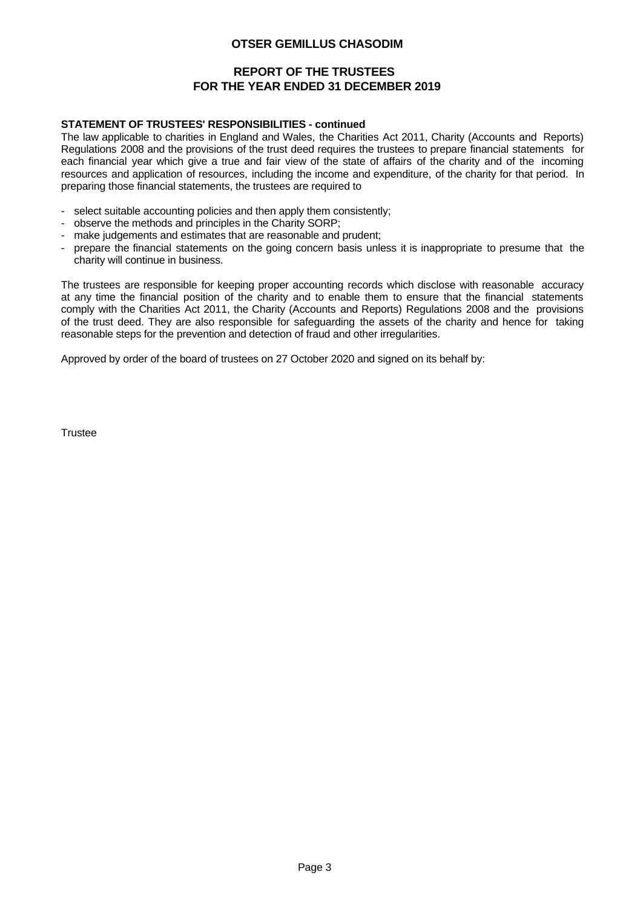### STATEMENT OF TRUSTEES' RESPONSIBILITIES - continued

The law applicable to charities in England and Wales, the Charities Act 2011, Charity (Accounts and Reports) Regulations 2008 and the provisions of the trust deed requires the trustees to prepare financial statements for each financial year which give a true and fair view of the state of affairs of the charity and of the incoming resources and application of resources, including the income and expenditure, of the charity for that period. In preparing those financial statements, the trustees are required to

- select suitable accounting policies and then apply them consistently;
- observe the methods and principles in the Charity SORP;
- make judgements and estimates that are reasonable and prudent;
- prepare the financial statements on the going concern basis unless it is inappropriate to presume that the charity will continue in business.

The trustees are responsible for keeping proper accounting records which disclose with reasonable accuracy at any time the financial position of the charity and to enable them to ensure that the financial statements comply with the Charities Act 2011, the Charity (Accounts and Reports) Regulations 2008 and the provisions of the trust deed. They are also responsible for safeguarding the assets of the charity and hence for taking reasonable steps for the prevention and detection of fraud and other irregularities.

Approved by order of the board of trustees on 27 October 2020 and signed on its behalf by:

Trustee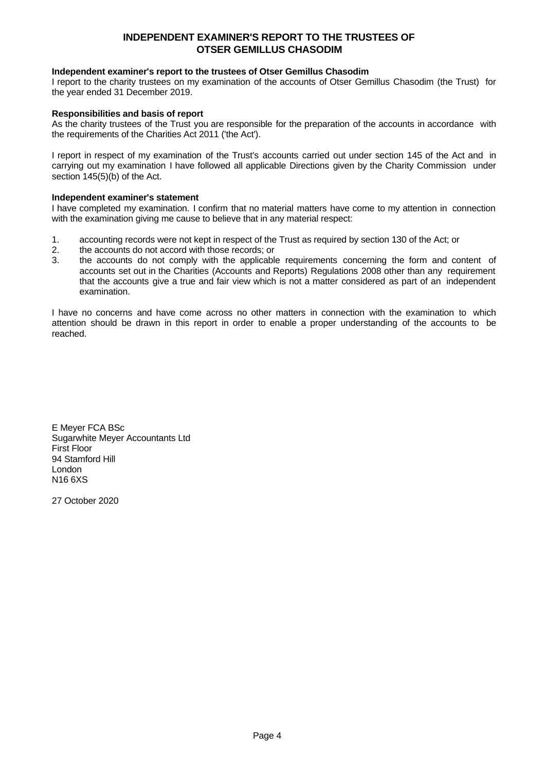# INDEPENDENT EXAMINER'S REPORT TO THE TRUSTEES OF OTSER GEMILLUS CHASODIM

**Independent examiner's report to the trustees of Otser Gemillus Chasodim**

I report to the charity trustees on my examination of the accounts of Otser Gemillus Chasodim (the Trust) for the year ended 31 December 2019.

**Responsibilities and basis of report**

As the charity trustees of the Trust you are responsible for the preparation of the accounts in accordance with the requirements of the Charities Act 2011 ('the Act').

I report in respect of my examination of the Trust's accounts carried out under section 145 of the Act and in carrying out my examination I have followed all applicable Directions given by the Charity Commission under section 145(5)(b) of the Act.

**Independent examiner's statement**

I have completed my examination. I confirm that no material matters have come to my attention in connection with the examination giving me cause to believe that in any material respect:

1. accounting records were not kept in respect of the Trust as required by section 130 of the Act; or
2. the accounts do not accord with those records; or
3. the accounts do not comply with the applicable requirements concerning the form and content of accounts set out in the Charities (Accounts and Reports) Regulations 2008 other than any requirement that the accounts give a true and fair view which is not a matter considered as part of an independent examination.

I have no concerns and have come across no other matters in connection with the examination to which attention should be drawn in this report in order to enable a proper understanding of the accounts to be reached.

E Meyer FCA BSc
Sugarwhite Meyer Accountants Ltd
First Floor
94 Stamford Hill
London
N16 6XS

27 October 2020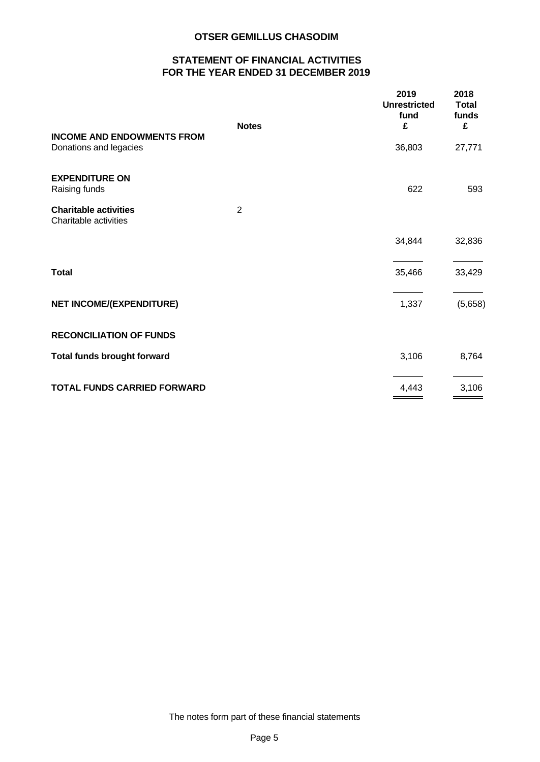# OTSER GEMILLUS CHASODIM

## STATEMENT OF FINANCIAL ACTIVITIES
## FOR THE YEAR ENDED 31 DECEMBER 2019

| | Notes | 2019 Unrestricted fund £ | 2018 Total funds £ |
|---|---|---|---|
| **INCOME AND ENDOWMENTS FROM** | | | |
| Donations and legacies | | 36,803 | 27,771 |
| | | | |
| **EXPENDITURE ON** | | | |
| Raising funds | | 622 | 593 |
| | | | |
| **Charitable activities** | 2 | | |
| Charitable activities | | | |
| | | 34,844 | 32,836 |
| | | | |
| **Total** | | 35,466 | 33,429 |
| | | | |
| **NET INCOME/(EXPENDITURE)** | | 1,337 | (5,658) |
| | | | |
| **RECONCILIATION OF FUNDS** | | | |
| | | | |
| **Total funds brought forward** | | 3,106 | 8,764 |
| | | | |
| **TOTAL FUNDS CARRIED FORWARD** | | 4,443 | 3,106 |

The notes form part of these financial statements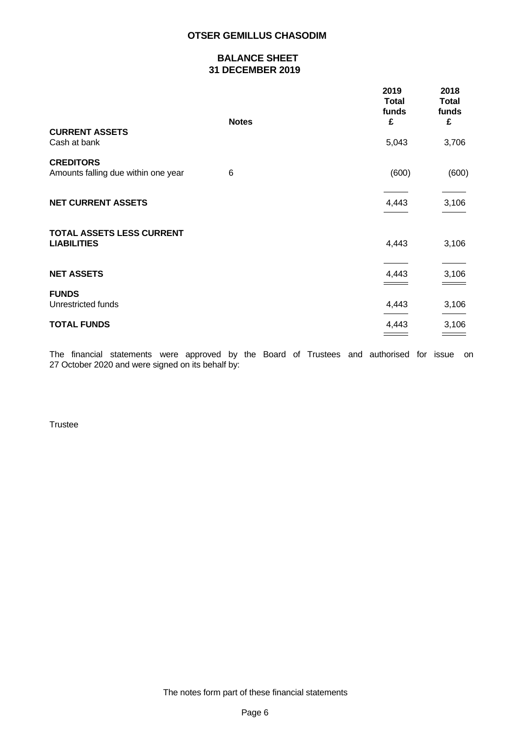# OTSER GEMILLUS CHASODIM

## BALANCE SHEET
## 31 DECEMBER 2019

| | Notes | 2019 Total funds £ | 2018 Total funds £ |
|---|---|---|---|
| **CURRENT ASSETS** | | | |
| Cash at bank | | 5,043 | 3,706 |
| **CREDITORS** | | | |
| Amounts falling due within one year | 6 | (600) | (600) |
| **NET CURRENT ASSETS** | | 4,443 | 3,106 |
| **TOTAL ASSETS LESS CURRENT LIABILITIES** | | 4,443 | 3,106 |
| **NET ASSETS** | | 4,443 | 3,106 |
| **FUNDS** | | | |
| Unrestricted funds | | 4,443 | 3,106 |
| **TOTAL FUNDS** | | 4,443 | 3,106 |

The financial statements were approved by the Board of Trustees and authorised for issue on 27 October 2020 and were signed on its behalf by:

Trustee

The notes form part of these financial statements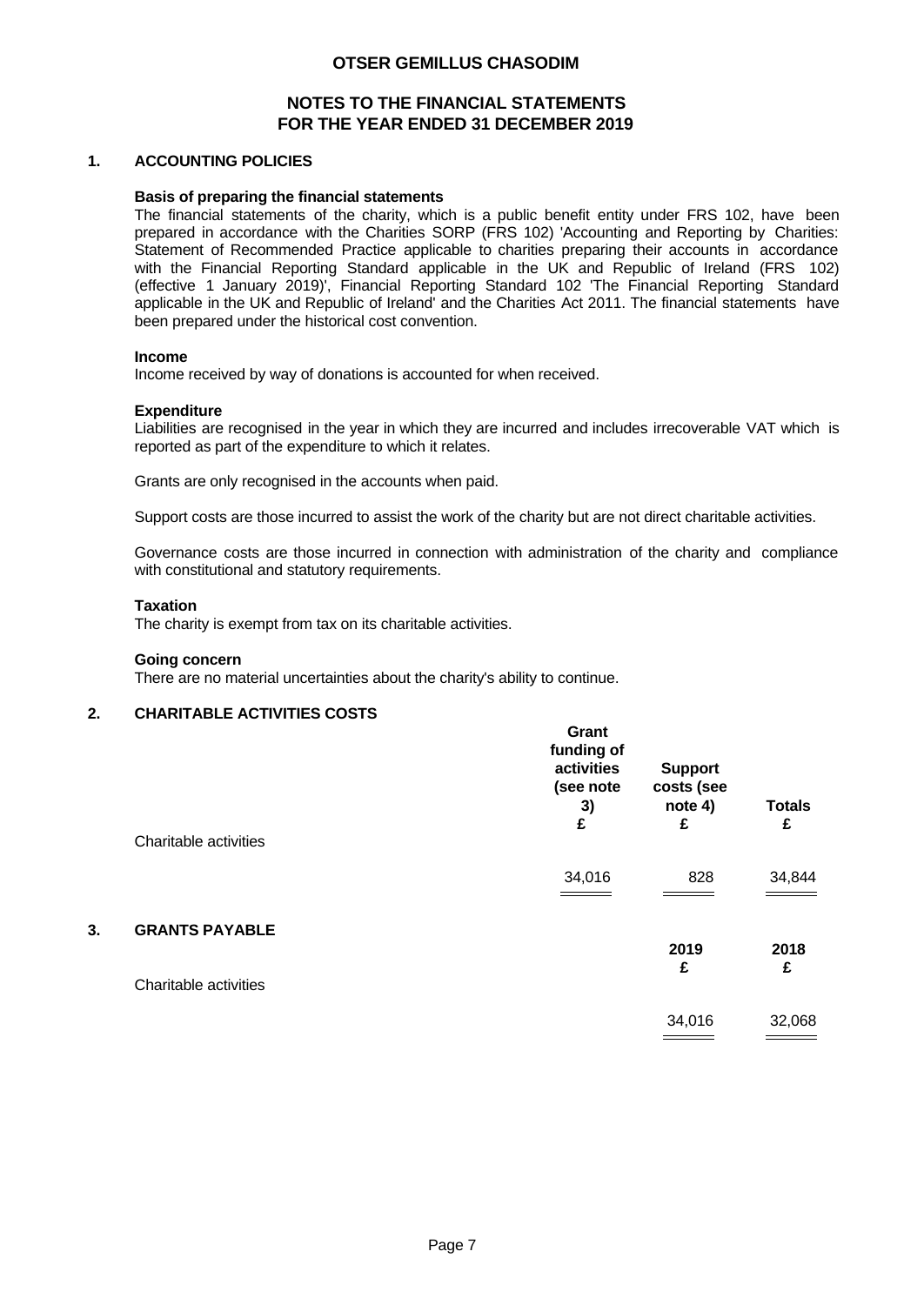# OTSER GEMILLUS CHASODIM

## NOTES TO THE FINANCIAL STATEMENTS
## FOR THE YEAR ENDED 31 DECEMBER 2019

### 1. ACCOUNTING POLICIES

**Basis of preparing the financial statements**

The financial statements of the charity, which is a public benefit entity under FRS 102, have been prepared in accordance with the Charities SORP (FRS 102) 'Accounting and Reporting by Charities: Statement of Recommended Practice applicable to charities preparing their accounts in accordance with the Financial Reporting Standard applicable in the UK and Republic of Ireland (FRS 102) (effective 1 January 2019)', Financial Reporting Standard 102 'The Financial Reporting Standard applicable in the UK and Republic of Ireland' and the Charities Act 2011. The financial statements have been prepared under the historical cost convention.

**Income**

Income received by way of donations is accounted for when received.

**Expenditure**

Liabilities are recognised in the year in which they are incurred and includes irrecoverable VAT which is reported as part of the expenditure to which it relates.

Grants are only recognised in the accounts when paid.

Support costs are those incurred to assist the work of the charity but are not direct charitable activities.

Governance costs are those incurred in connection with administration of the charity and compliance with constitutional and statutory requirements.

**Taxation**

The charity is exempt from tax on its charitable activities.

**Going concern**

There are no material uncertainties about the charity's ability to continue.

### 2. CHARITABLE ACTIVITIES COSTS

| | Grant funding of activities (see note 3) £ | Support costs (see note 4) £ | Totals £ |
|---|---|---|---|
| Charitable activities | 34,016 | 828 | 34,844 |

### 3. GRANTS PAYABLE

| | 2019 £ | 2018 £ |
|---|---|---|
| Charitable activities | 34,016 | 32,068 |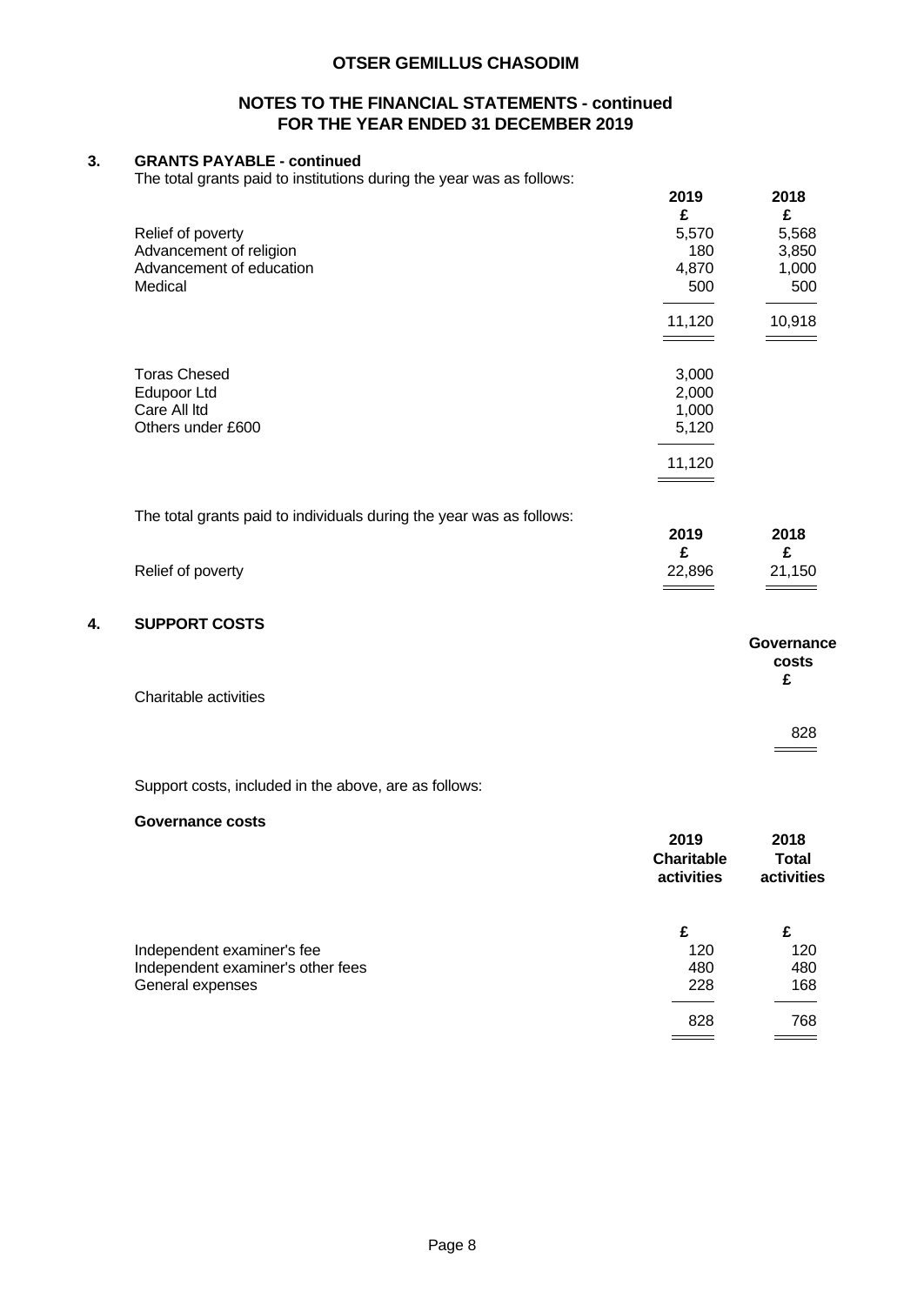# OTSER GEMILLUS CHASODIM

## NOTES TO THE FINANCIAL STATEMENTS - continued
## FOR THE YEAR ENDED 31 DECEMBER 2019

### 3. GRANTS PAYABLE - continued

The total grants paid to institutions during the year was as follows:

| | 2019 | 2018 |
|---|---|---|
| | £ | £ |
| Relief of poverty | 5,570 | 5,568 |
| Advancement of religion | 180 | 3,850 |
| Advancement of education | 4,870 | 1,000 |
| Medical | 500 | 500 |
| | 11,120 | 10,918 |

| | 2019 |
|---|---|
| Toras Chesed | 3,000 |
| Edupoor Ltd | 2,000 |
| Care All ltd | 1,000 |
| Others under £600 | 5,120 |
| | 11,120 |

The total grants paid to individuals during the year was as follows:

| | 2019 | 2018 |
|---|---|---|
| | £ | £ |
| Relief of poverty | 22,896 | 21,150 |

### 4. SUPPORT COSTS

| | Governance costs |
|---|---|
| | £ |
| Charitable activities | 828 |

Support costs, included in the above, are as follows:

**Governance costs**

| | 2019 Charitable activities | 2018 Total activities |
|---|---|---|
| | £ | £ |
| Independent examiner's fee | 120 | 120 |
| Independent examiner's other fees | 480 | 480 |
| General expenses | 228 | 168 |
| | 828 | 768 |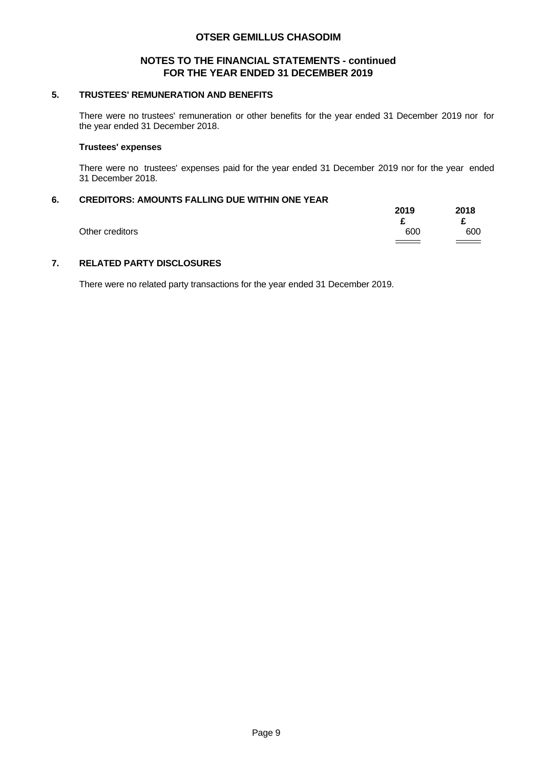# OTSER GEMILLUS CHASODIM

## NOTES TO THE FINANCIAL STATEMENTS - continued
## FOR THE YEAR ENDED 31 DECEMBER 2019

### 5. TRUSTEES' REMUNERATION AND BENEFITS

There were no trustees' remuneration or other benefits for the year ended 31 December 2019 nor for the year ended 31 December 2018.

**Trustees' expenses**

There were no trustees' expenses paid for the year ended 31 December 2019 nor for the year ended 31 December 2018.

### 6. CREDITORS: AMOUNTS FALLING DUE WITHIN ONE YEAR

| | 2019 | 2018 |
|---|---|---|
| | £ | £ |
| Other creditors | 600 | 600 |

### 7. RELATED PARTY DISCLOSURES

There were no related party transactions for the year ended 31 December 2019.